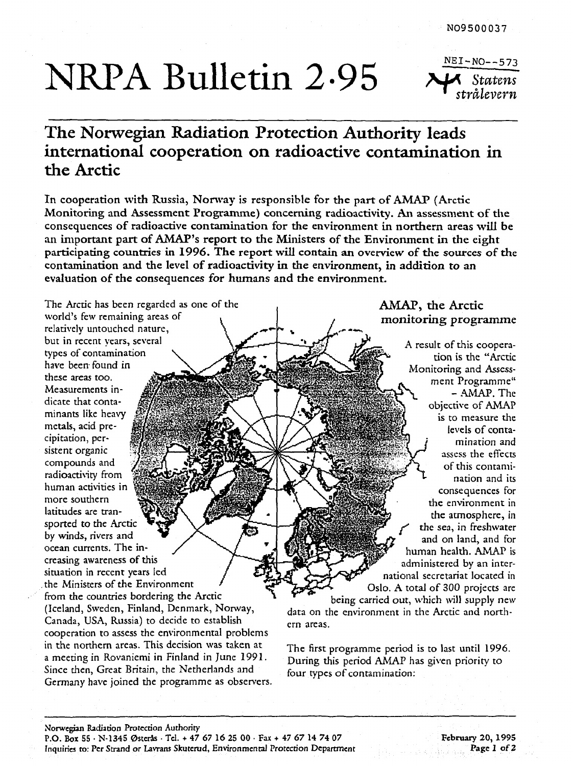NO9500037

# NRPA Bulletin 2·95

NEI-NO--573

*Statens strålevern*

## The Norwegian Radiation Protection Authority leads international cooperation on radioactive contamination in the Arctic

**In cooperation with Russia, Norway is responsible for the part of AMAP (Arctic Monitoring and Assessment Programme) concerning radioactivity. An assessment of the consequences of radioactive contamination for the environment in northern areas will be an important part of AMAP's report to the Ministers of the Environment in the eight participating countries in 1996. The report will contain an overview of the sources of the contamination and the level of radioactivity in the environment, in addition to an evaluation of the consequences for humans and the environment.**

The Arctic has been regarded as one of the world's few remaining areas of relatively untouched nature, but in recent years, several types of contamination have been found in these areas too. Measurements indicate that contaminants like heavy metals, acid precipitation, persistent organic compounds and radioactivity from human activities in more southern latitudes are transported to the Arctic by winds, rivers and ocean currents. The increasing awareness of this situation in recent years led the Ministers of the Environment from the countries bordering the Arctic (Iceland, Sweden, Finland, Denmark, Norway, Canada, USA, Russia) to decide to establish cooperation to assess the environmental problems in the northern areas. This decision was taken at a meeting in Rovaniemi in Finland in June 1991. Since then, Great Britain, the Netherlands and Germany have joined the programme as observers.

### AMAP, the Arctic monitoring programme

A result of this cooperation is the "Arctic Monitoring and Assessment Programme" - AMAP. The objective of AMAP is to measure the levels of contamination and assess the effects of this contamination and its consequences for the environment in the atmosphere, in the sea, in freshwater and on land, and for human health. AMAP is administered by an international secretariat located in Oslo. A total of 300 projects are being carried out, which will supply new data on the environment in the Arctic and northern areas.

The first programme period is to last until 1996. During this period AMAP has given priority to four types of contamination:

Norwegian Radiation Protection Authority
P.O. Box 55 · N-1345 Østerås · Tel. + 47 67 16 25 00 · Fax + 47 67 14 74 07
Inquiries to: Per Strand or Lavrans Skuterud, Environmental Protection Department

February 20, 1995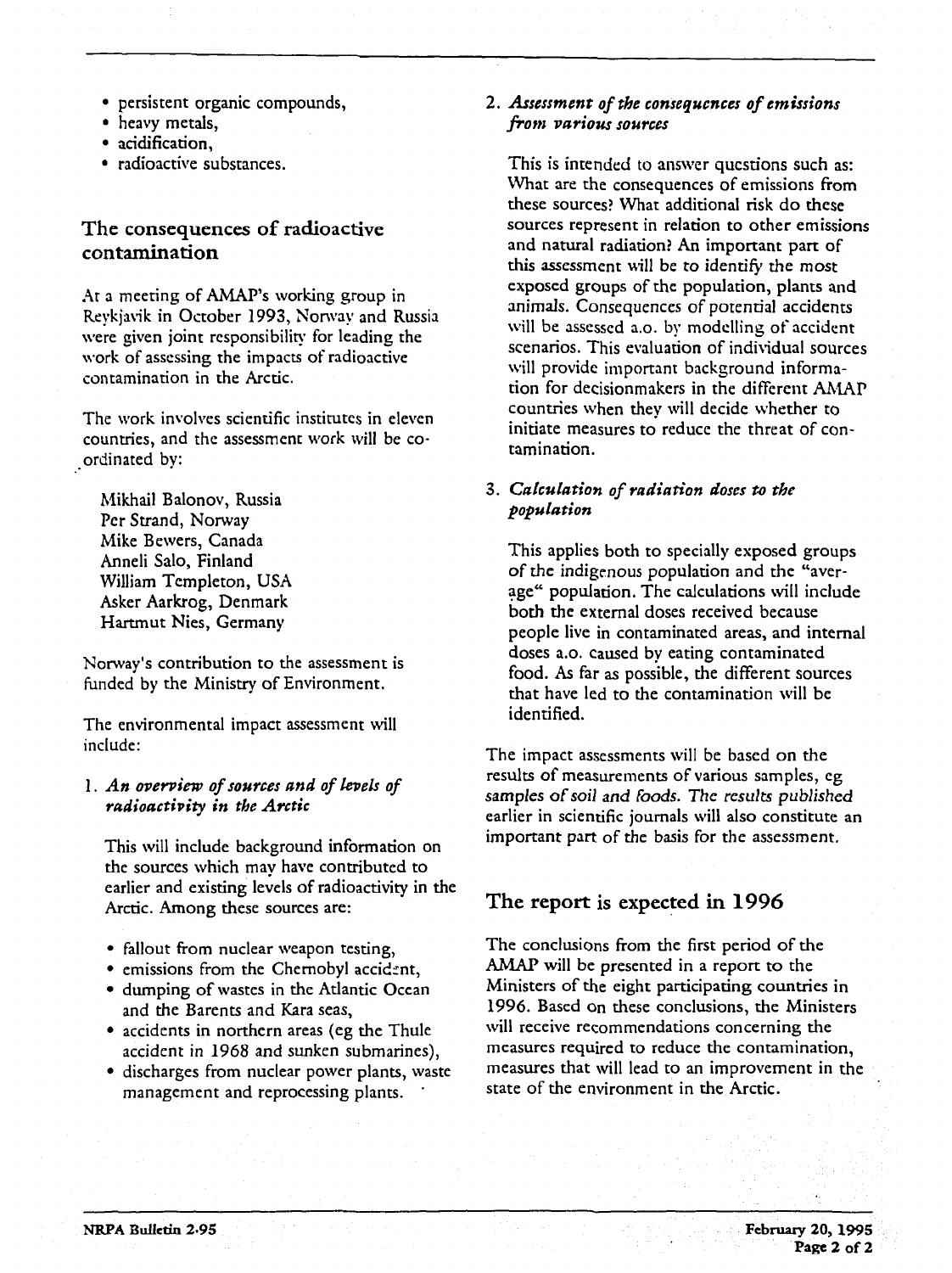- persistent organic compounds,
- heavy metals,
- acidification,
- radioactive substances.

## The consequences of radioactive contamination

At a meeting of AMAP's working group in Reykjavik in October 1993, Norway and Russia were given joint responsibility for leading the work of assessing the impacts of radioactive contamination in the Arctic.

The work involves scientific institutes in eleven countries, and the assessment work will be co-ordinated by:

Mikhail Balonov, Russia
Per Strand, Norway
Mike Bewers, Canada
Anneli Salo, Finland
William Templeton, USA
Asker Aarkrog, Denmark
Hartmut Nies, Germany

Norway's contribution to the assessment is funded by the Ministry of Environment.

The environmental impact assessment will include:

1. *An overview of sources and of levels of radioactivity in the Arctic*

   This will include background information on the sources which may have contributed to earlier and existing levels of radioactivity in the Arctic. Among these sources are:

   - fallout from nuclear weapon testing,
   - emissions from the Chernobyl accident,
   - dumping of wastes in the Atlantic Ocean and the Barents and Kara seas,
   - accidents in northern areas (eg the Thule accident in 1968 and sunken submarines),
   - discharges from nuclear power plants, waste management and reprocessing plants.

2. *Assessment of the consequences of emissions from various sources*

   This is intended to answer questions such as: What are the consequences of emissions from these sources? What additional risk do these sources represent in relation to other emissions and natural radiation? An important part of this assessment will be to identify the most exposed groups of the population, plants and animals. Consequences of potential accidents will be assessed a.o. by modelling of accident scenarios. This evaluation of individual sources will provide important background information for decisionmakers in the different AMAP countries when they will decide whether to initiate measures to reduce the threat of contamination.

3. *Calculation of radiation doses to the population*

   This applies both to specially exposed groups of the indigenous population and the "average" population. The calculations will include both the external doses received because people live in contaminated areas, and internal doses a.o. caused by eating contaminated food. As far as possible, the different sources that have led to the contamination will be identified.

The impact assessments will be based on the results of measurements of various samples, eg samples of soil and foods. The results published earlier in scientific journals will also constitute an important part of the basis for the assessment.

## The report is expected in 1996

The conclusions from the first period of the AMAP will be presented in a report to the Ministers of the eight participating countries in 1996. Based on these conclusions, the Ministers will receive recommendations concerning the measures required to reduce the contamination, measures that will lead to an improvement in the state of the environment in the Arctic.